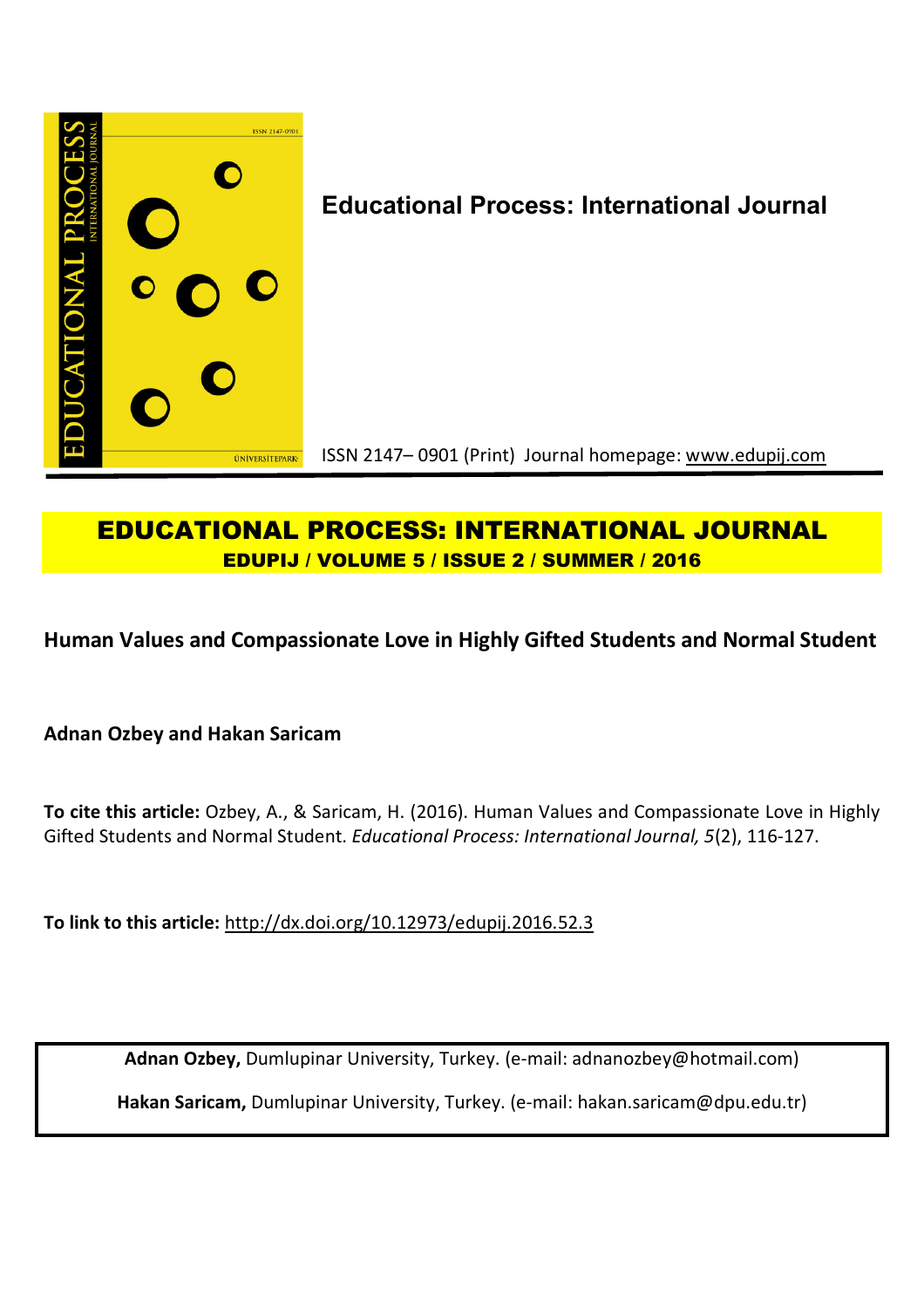**Educational Process: International Journal**

ISSN 2147– 0901 (Print) Journal homepage: www.edupij.com

# EDUCATIONAL PROCESS: INTERNATIONAL JOURNAL

**EDUPIJ / VOLUME 5 / ISSUE 2 / SUMMER / 2016**

## Human Values and Compassionate Love in Highly Gifted Students and Normal Student

**Adnan Ozbey and Hakan Saricam**

**To cite this article:** Ozbey, A., & Saricam, H. (2016). Human Values and Compassionate Love in Highly Gifted Students and Normal Student. *Educational Process: International Journal, 5*(2), 116-127.

**To link to this article:** http://dx.doi.org/10.12973/edupij.2016.52.3

**Adnan Ozbey,** Dumlupinar University, Turkey. (e-mail: adnanozbey@hotmail.com)

**Hakan Saricam,** Dumlupinar University, Turkey. (e-mail: hakan.saricam@dpu.edu.tr)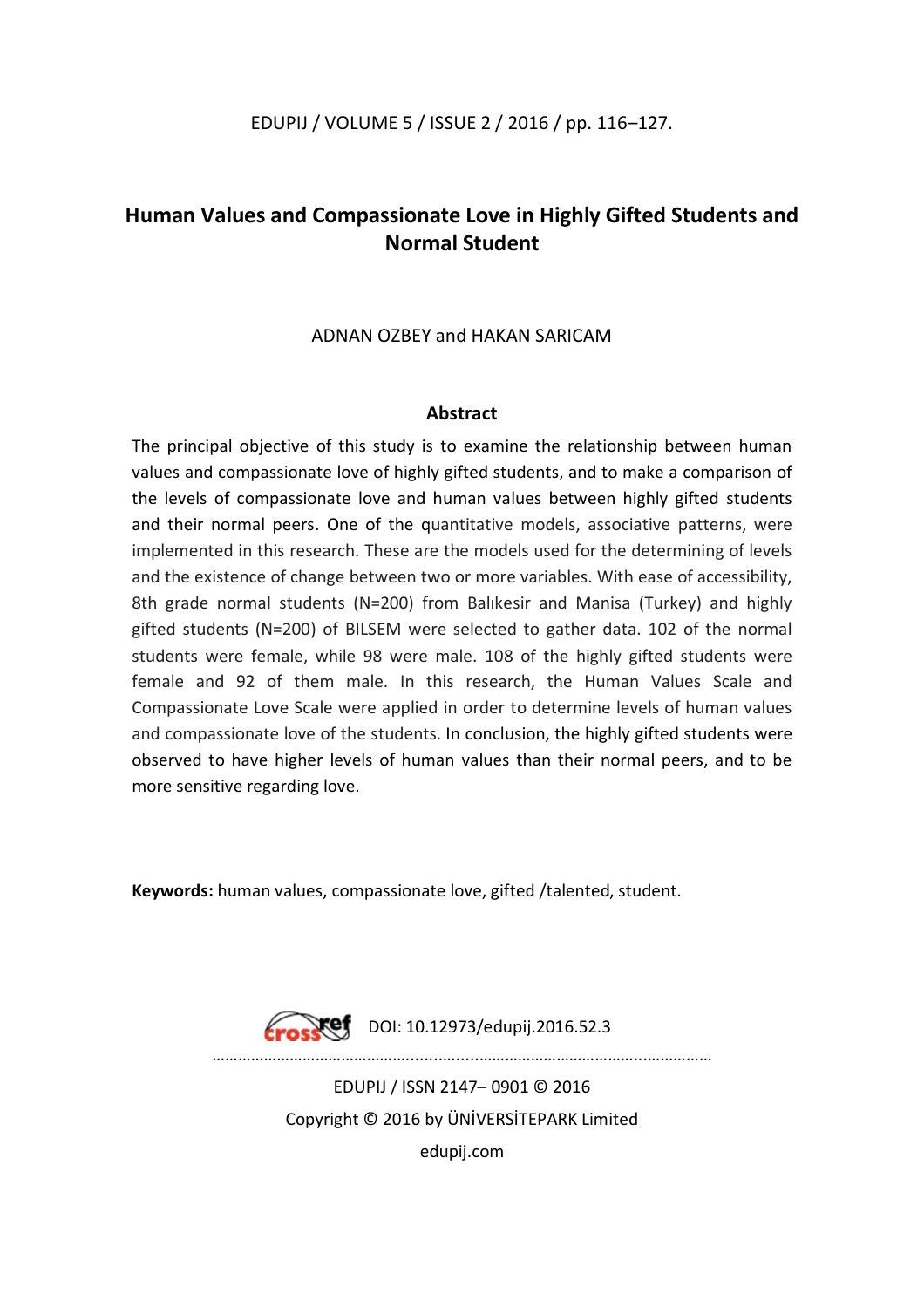# Human Values and Compassionate Love in Highly Gifted Students and Normal Student

ADNAN OZBEY and HAKAN SARICAM

### Abstract

The principal objective of this study is to examine the relationship between human values and compassionate love of highly gifted students, and to make a comparison of the levels of compassionate love and human values between highly gifted students and their normal peers. One of the quantitative models, associative patterns, were implemented in this research. These are the models used for the determining of levels and the existence of change between two or more variables. With ease of accessibility, 8th grade normal students (N=200) from Balıkesir and Manisa (Turkey) and highly gifted students (N=200) of BILSEM were selected to gather data. 102 of the normal students were female, while 98 were male. 108 of the highly gifted students were female and 92 of them male. In this research, the Human Values Scale and Compassionate Love Scale were applied in order to determine levels of human values and compassionate love of the students. In conclusion, the highly gifted students were observed to have higher levels of human values than their normal peers, and to be more sensitive regarding love.

**Keywords:** human values, compassionate love, gifted /talented, student.

DOI: 10.12973/edupij.2016.52.3

EDUPIJ / ISSN 2147– 0901 © 2016

Copyright © 2016 by ÜNİVERSİTEPARK Limited

edupij.com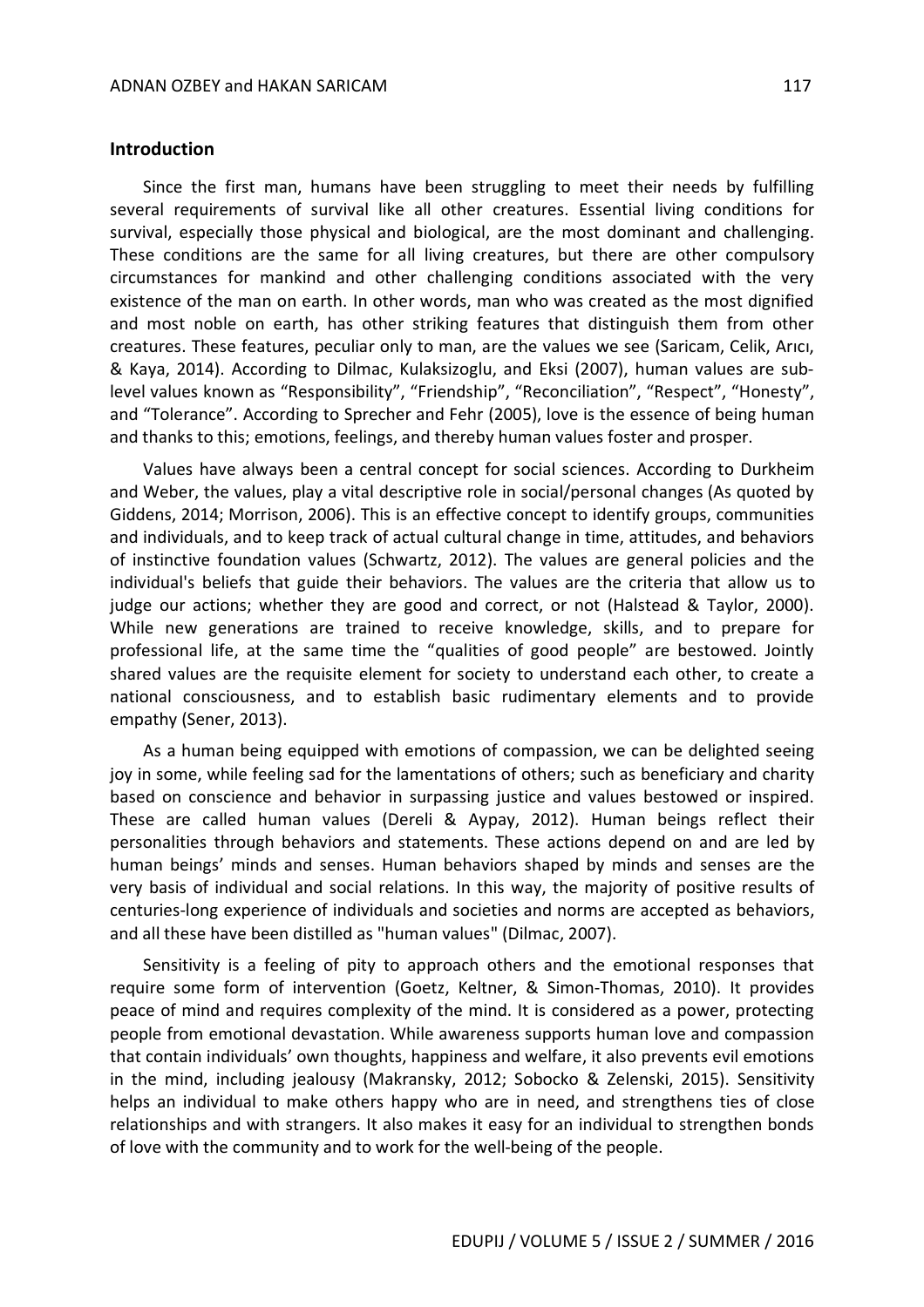## Introduction

Since the first man, humans have been struggling to meet their needs by fulfilling several requirements of survival like all other creatures. Essential living conditions for survival, especially those physical and biological, are the most dominant and challenging. These conditions are the same for all living creatures, but there are other compulsory circumstances for mankind and other challenging conditions associated with the very existence of the man on earth. In other words, man who was created as the most dignified and most noble on earth, has other striking features that distinguish them from other creatures. These features, peculiar only to man, are the values we see (Saricam, Celik, Arıcı, & Kaya, 2014). According to Dilmac, Kulaksizoglu, and Eksi (2007), human values are sub-level values known as "Responsibility", "Friendship", "Reconciliation", "Respect", "Honesty", and "Tolerance". According to Sprecher and Fehr (2005), love is the essence of being human and thanks to this; emotions, feelings, and thereby human values foster and prosper.

Values have always been a central concept for social sciences. According to Durkheim and Weber, the values, play a vital descriptive role in social/personal changes (As quoted by Giddens, 2014; Morrison, 2006). This is an effective concept to identify groups, communities and individuals, and to keep track of actual cultural change in time, attitudes, and behaviors of instinctive foundation values (Schwartz, 2012). The values are general policies and the individual's beliefs that guide their behaviors. The values are the criteria that allow us to judge our actions; whether they are good and correct, or not (Halstead & Taylor, 2000). While new generations are trained to receive knowledge, skills, and to prepare for professional life, at the same time the "qualities of good people" are bestowed. Jointly shared values are the requisite element for society to understand each other, to create a national consciousness, and to establish basic rudimentary elements and to provide empathy (Sener, 2013).

As a human being equipped with emotions of compassion, we can be delighted seeing joy in some, while feeling sad for the lamentations of others; such as beneficiary and charity based on conscience and behavior in surpassing justice and values bestowed or inspired. These are called human values (Dereli & Aypay, 2012). Human beings reflect their personalities through behaviors and statements. These actions depend on and are led by human beings' minds and senses. Human behaviors shaped by minds and senses are the very basis of individual and social relations. In this way, the majority of positive results of centuries-long experience of individuals and societies and norms are accepted as behaviors, and all these have been distilled as "human values" (Dilmac, 2007).

Sensitivity is a feeling of pity to approach others and the emotional responses that require some form of intervention (Goetz, Keltner, & Simon-Thomas, 2010). It provides peace of mind and requires complexity of the mind. It is considered as a power, protecting people from emotional devastation. While awareness supports human love and compassion that contain individuals' own thoughts, happiness and welfare, it also prevents evil emotions in the mind, including jealousy (Makransky, 2012; Sobocko & Zelenski, 2015). Sensitivity helps an individual to make others happy who are in need, and strengthens ties of close relationships and with strangers. It also makes it easy for an individual to strengthen bonds of love with the community and to work for the well-being of the people.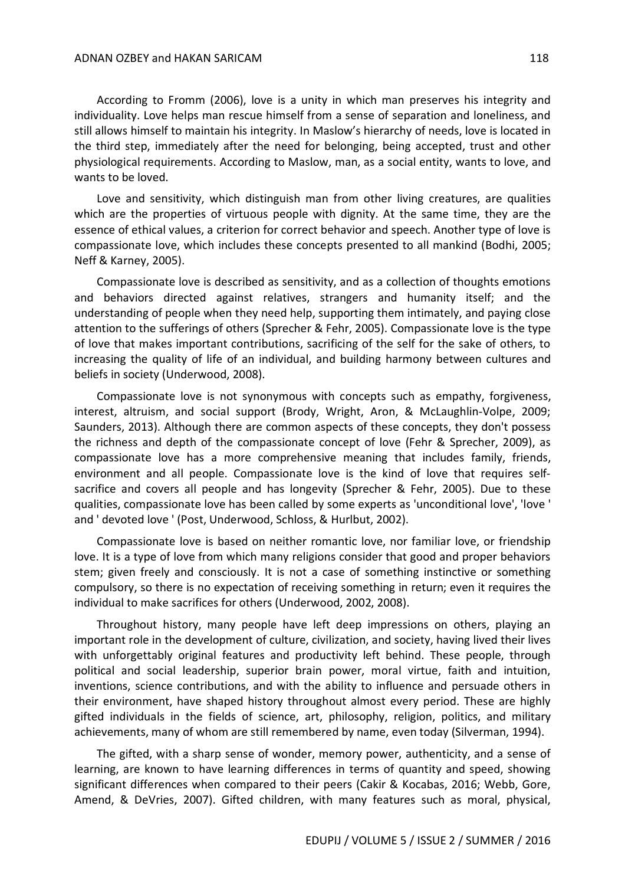According to Fromm (2006), love is a unity in which man preserves his integrity and individuality. Love helps man rescue himself from a sense of separation and loneliness, and still allows himself to maintain his integrity. In Maslow's hierarchy of needs, love is located in the third step, immediately after the need for belonging, being accepted, trust and other physiological requirements. According to Maslow, man, as a social entity, wants to love, and wants to be loved.

Love and sensitivity, which distinguish man from other living creatures, are qualities which are the properties of virtuous people with dignity. At the same time, they are the essence of ethical values, a criterion for correct behavior and speech. Another type of love is compassionate love, which includes these concepts presented to all mankind (Bodhi, 2005; Neff & Karney, 2005).

Compassionate love is described as sensitivity, and as a collection of thoughts emotions and behaviors directed against relatives, strangers and humanity itself; and the understanding of people when they need help, supporting them intimately, and paying close attention to the sufferings of others (Sprecher & Fehr, 2005). Compassionate love is the type of love that makes important contributions, sacrificing of the self for the sake of others, to increasing the quality of life of an individual, and building harmony between cultures and beliefs in society (Underwood, 2008).

Compassionate love is not synonymous with concepts such as empathy, forgiveness, interest, altruism, and social support (Brody, Wright, Aron, & McLaughlin-Volpe, 2009; Saunders, 2013). Although there are common aspects of these concepts, they don't possess the richness and depth of the compassionate concept of love (Fehr & Sprecher, 2009), as compassionate love has a more comprehensive meaning that includes family, friends, environment and all people. Compassionate love is the kind of love that requires self-sacrifice and covers all people and has longevity (Sprecher & Fehr, 2005). Due to these qualities, compassionate love has been called by some experts as 'unconditional love', 'love ' and ' devoted love ' (Post, Underwood, Schloss, & Hurlbut, 2002).

Compassionate love is based on neither romantic love, nor familiar love, or friendship love. It is a type of love from which many religions consider that good and proper behaviors stem; given freely and consciously. It is not a case of something instinctive or something compulsory, so there is no expectation of receiving something in return; even it requires the individual to make sacrifices for others (Underwood, 2002, 2008).

Throughout history, many people have left deep impressions on others, playing an important role in the development of culture, civilization, and society, having lived their lives with unforgettably original features and productivity left behind. These people, through political and social leadership, superior brain power, moral virtue, faith and intuition, inventions, science contributions, and with the ability to influence and persuade others in their environment, have shaped history throughout almost every period. These are highly gifted individuals in the fields of science, art, philosophy, religion, politics, and military achievements, many of whom are still remembered by name, even today (Silverman, 1994).

The gifted, with a sharp sense of wonder, memory power, authenticity, and a sense of learning, are known to have learning differences in terms of quantity and speed, showing significant differences when compared to their peers (Cakir & Kocabas, 2016; Webb, Gore, Amend, & DeVries, 2007). Gifted children, with many features such as moral, physical,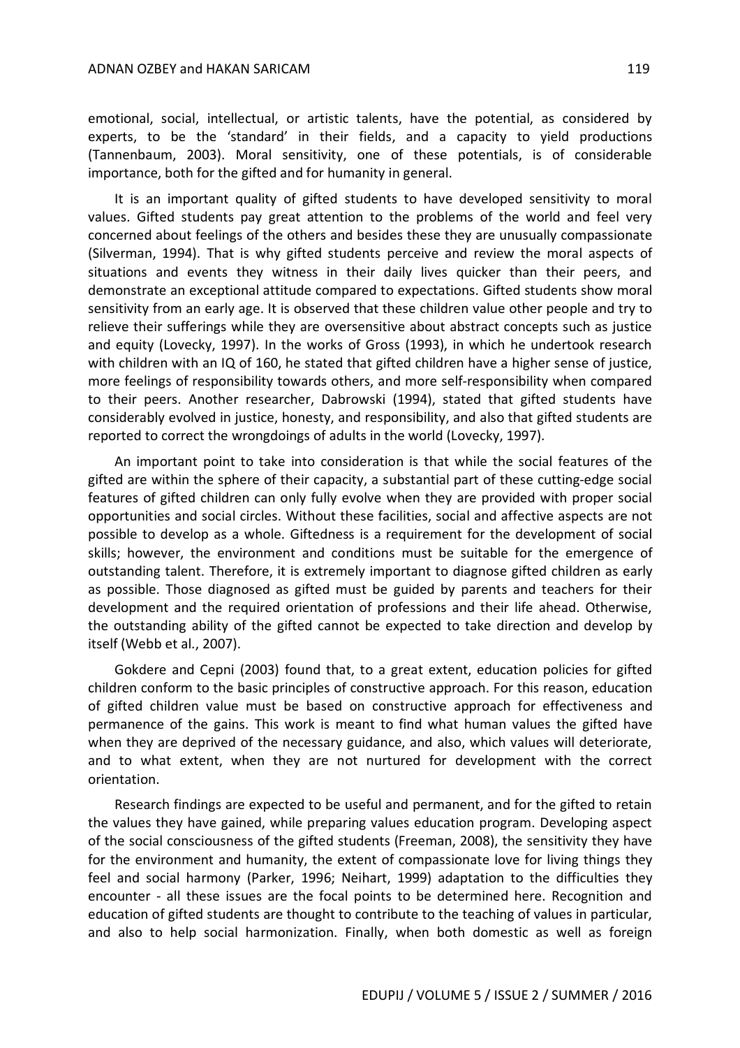emotional, social, intellectual, or artistic talents, have the potential, as considered by experts, to be the 'standard' in their fields, and a capacity to yield productions (Tannenbaum, 2003). Moral sensitivity, one of these potentials, is of considerable importance, both for the gifted and for humanity in general.

It is an important quality of gifted students to have developed sensitivity to moral values. Gifted students pay great attention to the problems of the world and feel very concerned about feelings of the others and besides these they are unusually compassionate (Silverman, 1994). That is why gifted students perceive and review the moral aspects of situations and events they witness in their daily lives quicker than their peers, and demonstrate an exceptional attitude compared to expectations. Gifted students show moral sensitivity from an early age. It is observed that these children value other people and try to relieve their sufferings while they are oversensitive about abstract concepts such as justice and equity (Lovecky, 1997). In the works of Gross (1993), in which he undertook research with children with an IQ of 160, he stated that gifted children have a higher sense of justice, more feelings of responsibility towards others, and more self-responsibility when compared to their peers. Another researcher, Dabrowski (1994), stated that gifted students have considerably evolved in justice, honesty, and responsibility, and also that gifted students are reported to correct the wrongdoings of adults in the world (Lovecky, 1997).

An important point to take into consideration is that while the social features of the gifted are within the sphere of their capacity, a substantial part of these cutting-edge social features of gifted children can only fully evolve when they are provided with proper social opportunities and social circles. Without these facilities, social and affective aspects are not possible to develop as a whole. Giftedness is a requirement for the development of social skills; however, the environment and conditions must be suitable for the emergence of outstanding talent. Therefore, it is extremely important to diagnose gifted children as early as possible. Those diagnosed as gifted must be guided by parents and teachers for their development and the required orientation of professions and their life ahead. Otherwise, the outstanding ability of the gifted cannot be expected to take direction and develop by itself (Webb et al., 2007).

Gokdere and Cepni (2003) found that, to a great extent, education policies for gifted children conform to the basic principles of constructive approach. For this reason, education of gifted children value must be based on constructive approach for effectiveness and permanence of the gains. This work is meant to find what human values the gifted have when they are deprived of the necessary guidance, and also, which values will deteriorate, and to what extent, when they are not nurtured for development with the correct orientation.

Research findings are expected to be useful and permanent, and for the gifted to retain the values they have gained, while preparing values education program. Developing aspect of the social consciousness of the gifted students (Freeman, 2008), the sensitivity they have for the environment and humanity, the extent of compassionate love for living things they feel and social harmony (Parker, 1996; Neihart, 1999) adaptation to the difficulties they encounter - all these issues are the focal points to be determined here. Recognition and education of gifted students are thought to contribute to the teaching of values in particular, and also to help social harmonization. Finally, when both domestic as well as foreign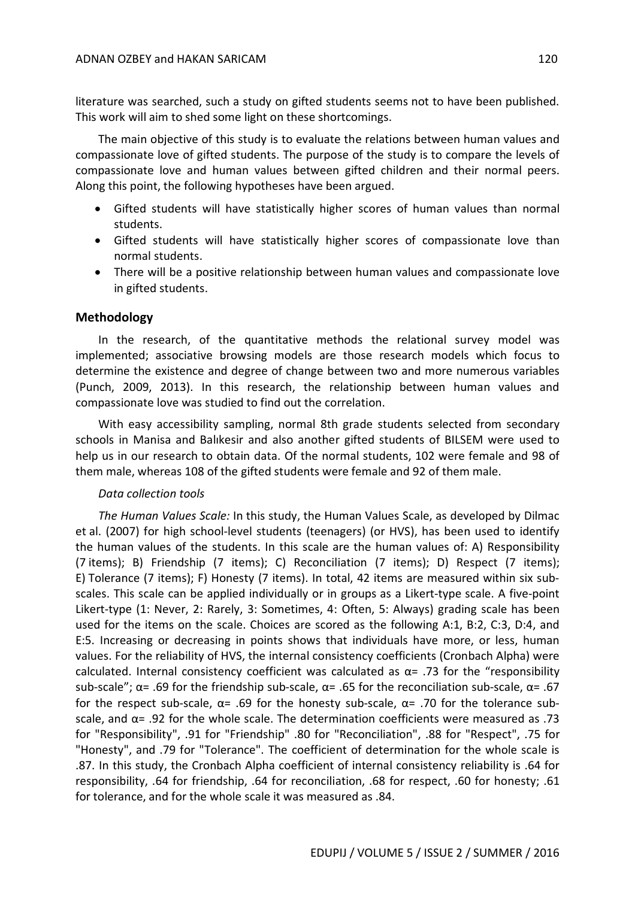literature was searched, such a study on gifted students seems not to have been published. This work will aim to shed some light on these shortcomings.

The main objective of this study is to evaluate the relations between human values and compassionate love of gifted students. The purpose of the study is to compare the levels of compassionate love and human values between gifted children and their normal peers. Along this point, the following hypotheses have been argued.

- Gifted students will have statistically higher scores of human values than normal students.
- Gifted students will have statistically higher scores of compassionate love than normal students.
- There will be a positive relationship between human values and compassionate love in gifted students.

## Methodology

In the research, of the quantitative methods the relational survey model was implemented; associative browsing models are those research models which focus to determine the existence and degree of change between two and more numerous variables (Punch, 2009, 2013). In this research, the relationship between human values and compassionate love was studied to find out the correlation.

With easy accessibility sampling, normal 8th grade students selected from secondary schools in Manisa and Balıkesir and also another gifted students of BILSEM were used to help us in our research to obtain data. Of the normal students, 102 were female and 98 of them male, whereas 108 of the gifted students were female and 92 of them male.

*Data collection tools*

*The Human Values Scale:* In this study, the Human Values Scale, as developed by Dilmac et al. (2007) for high school-level students (teenagers) (or HVS), has been used to identify the human values of the students. In this scale are the human values of: A) Responsibility (7 items); B) Friendship (7 items); C) Reconciliation (7 items); D) Respect (7 items); E) Tolerance (7 items); F) Honesty (7 items). In total, 42 items are measured within six sub-scales. This scale can be applied individually or in groups as a Likert-type scale. A five-point Likert-type (1: Never, 2: Rarely, 3: Sometimes, 4: Often, 5: Always) grading scale has been used for the items on the scale. Choices are scored as the following A:1, B:2, C:3, D:4, and E:5. Increasing or decreasing in points shows that individuals have more, or less, human values. For the reliability of HVS, the internal consistency coefficients (Cronbach Alpha) were calculated. Internal consistency coefficient was calculated as $\alpha$= .73 for the "responsibility sub-scale"; $\alpha$= .69 for the friendship sub-scale, $\alpha$= .65 for the reconciliation sub-scale, $\alpha$= .67 for the respect sub-scale, $\alpha$= .69 for the honesty sub-scale, $\alpha$= .70 for the tolerance sub-scale, and $\alpha$= .92 for the whole scale. The determination coefficients were measured as .73 for "Responsibility", .91 for "Friendship" .80 for "Reconciliation", .88 for "Respect", .75 for "Honesty", and .79 for "Tolerance". The coefficient of determination for the whole scale is .87. In this study, the Cronbach Alpha coefficient of internal consistency reliability is .64 for responsibility, .64 for friendship, .64 for reconciliation, .68 for respect, .60 for honesty; .61 for tolerance, and for the whole scale it was measured as .84.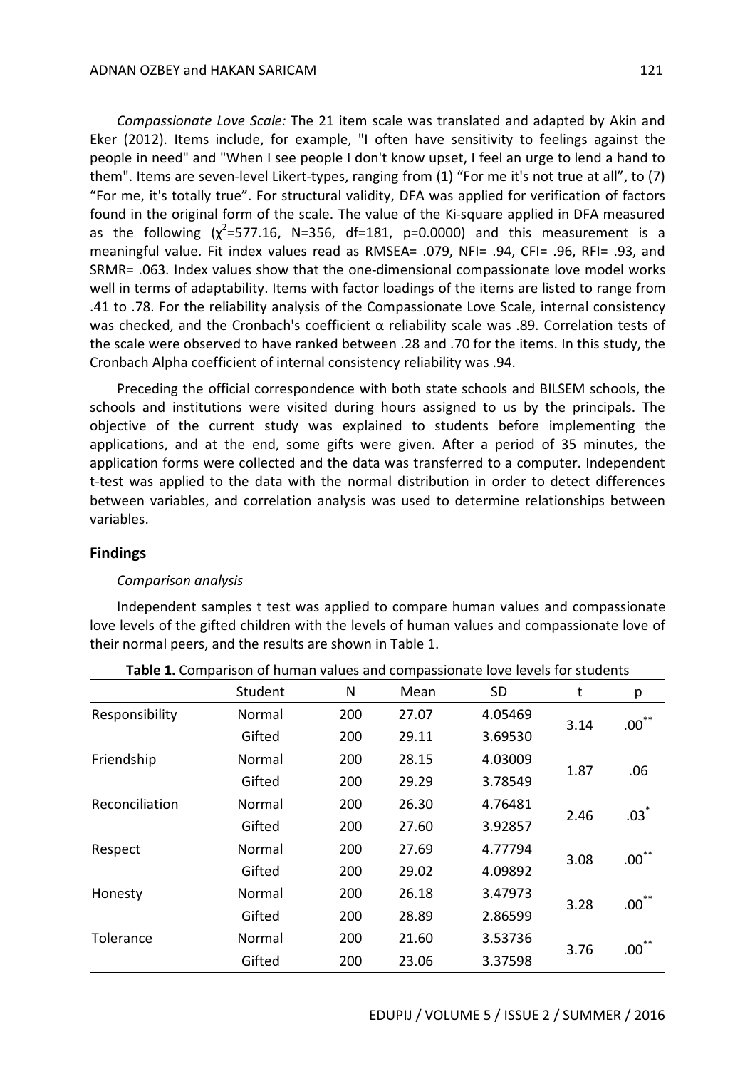*Compassionate Love Scale:* The 21 item scale was translated and adapted by Akin and Eker (2012). Items include, for example, "I often have sensitivity to feelings against the people in need" and "When I see people I don't know upset, I feel an urge to lend a hand to them". Items are seven-level Likert-types, ranging from (1) "For me it's not true at all", to (7) "For me, it's totally true". For structural validity, DFA was applied for verification of factors found in the original form of the scale. The value of the Ki-square applied in DFA measured as the following ($\chi^2$=577.16, N=356, df=181, p=0.0000) and this measurement is a meaningful value. Fit index values read as RMSEA= .079, NFI= .94, CFI= .96, RFI= .93, and SRMR= .063. Index values show that the one-dimensional compassionate love model works well in terms of adaptability. Items with factor loadings of the items are listed to range from .41 to .78. For the reliability analysis of the Compassionate Love Scale, internal consistency was checked, and the Cronbach's coefficient α reliability scale was .89. Correlation tests of the scale were observed to have ranked between .28 and .70 for the items. In this study, the Cronbach Alpha coefficient of internal consistency reliability was .94.

Preceding the official correspondence with both state schools and BILSEM schools, the schools and institutions were visited during hours assigned to us by the principals. The objective of the current study was explained to students before implementing the applications, and at the end, some gifts were given. After a period of 35 minutes, the application forms were collected and the data was transferred to a computer. Independent t-test was applied to the data with the normal distribution in order to detect differences between variables, and correlation analysis was used to determine relationships between variables.

## Findings

*Comparison analysis*

Independent samples t test was applied to compare human values and compassionate love levels of the gifted children with the levels of human values and compassionate love of their normal peers, and the results are shown in Table 1.

**Table 1.** Comparison of human values and compassionate love levels for students

| | Student | N | Mean | SD | t | p |
|---|---|---|---|---|---|---|
| Responsibility | Normal | 200 | 27.07 | 4.05469 | 3.14 | .00** |
| | Gifted | 200 | 29.11 | 3.69530 | | |
| Friendship | Normal | 200 | 28.15 | 4.03009 | 1.87 | .06 |
| | Gifted | 200 | 29.29 | 3.78549 | | |
| Reconciliation | Normal | 200 | 26.30 | 4.76481 | 2.46 | .03* |
| | Gifted | 200 | 27.60 | 3.92857 | | |
| Respect | Normal | 200 | 27.69 | 4.77794 | 3.08 | .00** |
| | Gifted | 200 | 29.02 | 4.09892 | | |
| Honesty | Normal | 200 | 26.18 | 3.47973 | 3.28 | .00** |
| | Gifted | 200 | 28.89 | 2.86599 | | |
| Tolerance | Normal | 200 | 21.60 | 3.53736 | 3.76 | .00** |
| | Gifted | 200 | 23.06 | 3.37598 | | |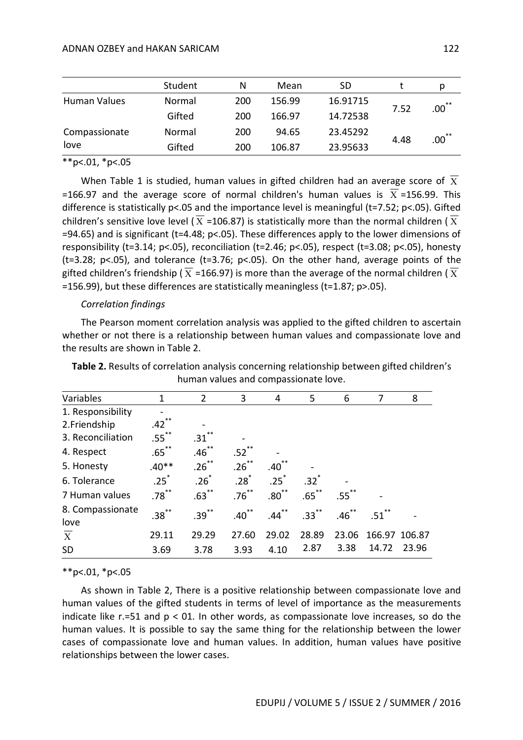| | Student | N | Mean | SD | t | p |
|---|---|---|---|---|---|---|
| Human Values | Normal | 200 | 156.99 | 16.91715 | 7.52 | $.00^{**}$ |
| | Gifted | 200 | 166.97 | 14.72538 | | |
| Compassionate love | Normal | 200 | 94.65 | 23.45292 | 4.48 | $.00^{**}$ |
| | Gifted | 200 | 106.87 | 23.95633 | | |

$^{**}p<.01$, $^{*}p<.05$

When Table 1 is studied, human values in gifted children had an average score of $\overline{X}$ =166.97 and the average score of normal children's human values is $\overline{X}$ =156.99. This difference is statistically p<.05 and the importance level is meaningful (t=7.52; p<.05). Gifted children's sensitive love level ($\overline{X}$ =106.87) is statistically more than the normal children ($\overline{X}$ =94.65) and is significant (t=4.48; p<.05). These differences apply to the lower dimensions of responsibility (t=3.14; p<.05), reconciliation (t=2.46; p<.05), respect (t=3.08; p<.05), honesty (t=3.28; p<.05), and tolerance (t=3.76; p<.05). On the other hand, average points of the gifted children's friendship ($\overline{X}$ =166.97) is more than the average of the normal children ($\overline{X}$ =156.99), but these differences are statistically meaningless (t=1.87; p>.05).

*Correlation findings*

The Pearson moment correlation analysis was applied to the gifted children to ascertain whether or not there is a relationship between human values and compassionate love and the results are shown in Table 2.

**Table 2.** Results of correlation analysis concerning relationship between gifted children's human values and compassionate love.

| Variables | 1 | 2 | 3 | 4 | 5 | 6 | 7 | 8 |
|---|---|---|---|---|---|---|---|---|
| 1. Responsibility | - | | | | | | | |
| 2.Friendship | $.42^{**}$ | - | | | | | | |
| 3. Reconciliation | $.55^{**}$ | $.31^{**}$ | - | | | | | |
| 4. Respect | $.65^{**}$ | $.46^{**}$ | $.52^{**}$ | - | | | | |
| 5. Honesty | .40** | $.26^{**}$ | $.26^{**}$ | $.40^{**}$ | - | | | |
| 6. Tolerance | $.25^{*}$ | $.26^{*}$ | $.28^{*}$ | $.25^{*}$ | $.32^{*}$ | - | | |
| 7 Human values | $.78^{**}$ | $.63^{**}$ | $.76^{**}$ | $.80^{**}$ | $.65^{**}$ | $.55^{**}$ | - | |
| 8. Compassionate love | $.38^{**}$ | $.39^{**}$ | $.40^{**}$ | $.44^{**}$ | $.33^{**}$ | $.46^{**}$ | $.51^{**}$ | - |
| $\overline{X}$ | 29.11 | 29.29 | 27.60 | 29.02 | 28.89 | 23.06 | 166.97 | 106.87 |
| SD | 3.69 | 3.78 | 3.93 | 4.10 | 2.87 | 3.38 | 14.72 | 23.96 |

$^{**}p<.01$, $^{*}p<.05$

As shown in Table 2, There is a positive relationship between compassionate love and human values of the gifted students in terms of level of importance as the measurements indicate like r.=51 and p < 01. In other words, as compassionate love increases, so do the human values. It is possible to say the same thing for the relationship between the lower cases of compassionate love and human values. In addition, human values have positive relationships between the lower cases.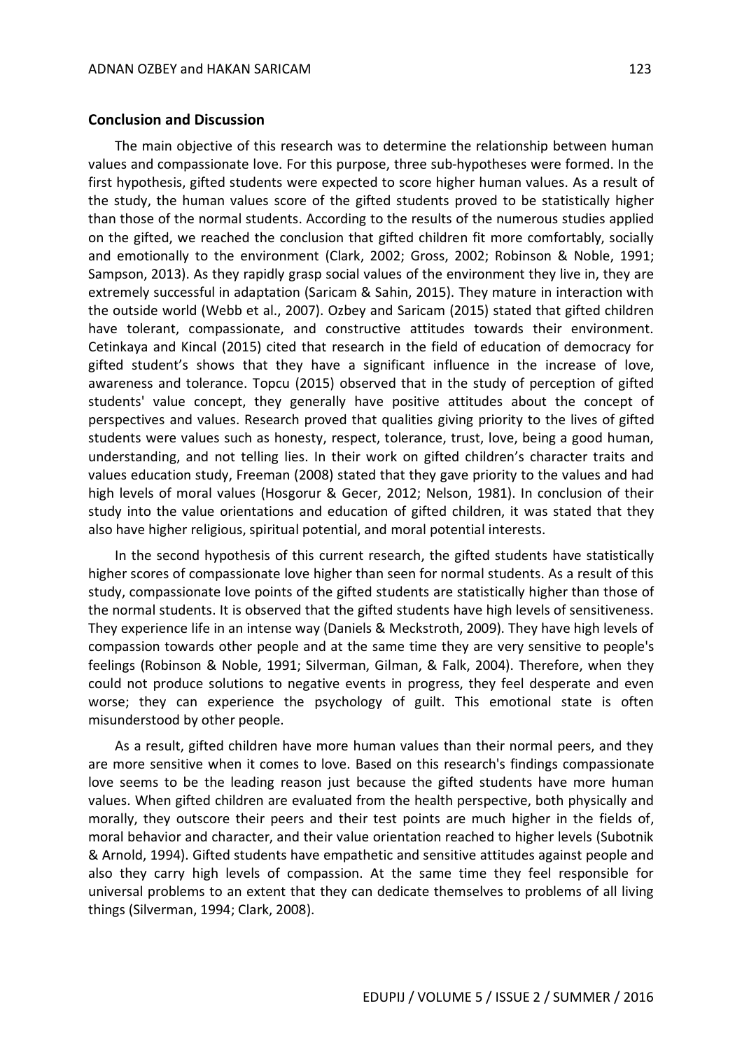## Conclusion and Discussion

The main objective of this research was to determine the relationship between human values and compassionate love. For this purpose, three sub-hypotheses were formed. In the first hypothesis, gifted students were expected to score higher human values. As a result of the study, the human values score of the gifted students proved to be statistically higher than those of the normal students. According to the results of the numerous studies applied on the gifted, we reached the conclusion that gifted children fit more comfortably, socially and emotionally to the environment (Clark, 2002; Gross, 2002; Robinson & Noble, 1991; Sampson, 2013). As they rapidly grasp social values of the environment they live in, they are extremely successful in adaptation (Saricam & Sahin, 2015). They mature in interaction with the outside world (Webb et al., 2007). Ozbey and Saricam (2015) stated that gifted children have tolerant, compassionate, and constructive attitudes towards their environment. Cetinkaya and Kincal (2015) cited that research in the field of education of democracy for gifted student's shows that they have a significant influence in the increase of love, awareness and tolerance. Topcu (2015) observed that in the study of perception of gifted students' value concept, they generally have positive attitudes about the concept of perspectives and values. Research proved that qualities giving priority to the lives of gifted students were values such as honesty, respect, tolerance, trust, love, being a good human, understanding, and not telling lies. In their work on gifted children's character traits and values education study, Freeman (2008) stated that they gave priority to the values and had high levels of moral values (Hosgorur & Gecer, 2012; Nelson, 1981). In conclusion of their study into the value orientations and education of gifted children, it was stated that they also have higher religious, spiritual potential, and moral potential interests.

In the second hypothesis of this current research, the gifted students have statistically higher scores of compassionate love higher than seen for normal students. As a result of this study, compassionate love points of the gifted students are statistically higher than those of the normal students. It is observed that the gifted students have high levels of sensitiveness. They experience life in an intense way (Daniels & Meckstroth, 2009). They have high levels of compassion towards other people and at the same time they are very sensitive to people's feelings (Robinson & Noble, 1991; Silverman, Gilman, & Falk, 2004). Therefore, when they could not produce solutions to negative events in progress, they feel desperate and even worse; they can experience the psychology of guilt. This emotional state is often misunderstood by other people.

As a result, gifted children have more human values than their normal peers, and they are more sensitive when it comes to love. Based on this research's findings compassionate love seems to be the leading reason just because the gifted students have more human values. When gifted children are evaluated from the health perspective, both physically and morally, they outscore their peers and their test points are much higher in the fields of, moral behavior and character, and their value orientation reached to higher levels (Subotnik & Arnold, 1994). Gifted students have empathetic and sensitive attitudes against people and also they carry high levels of compassion. At the same time they feel responsible for universal problems to an extent that they can dedicate themselves to problems of all living things (Silverman, 1994; Clark, 2008).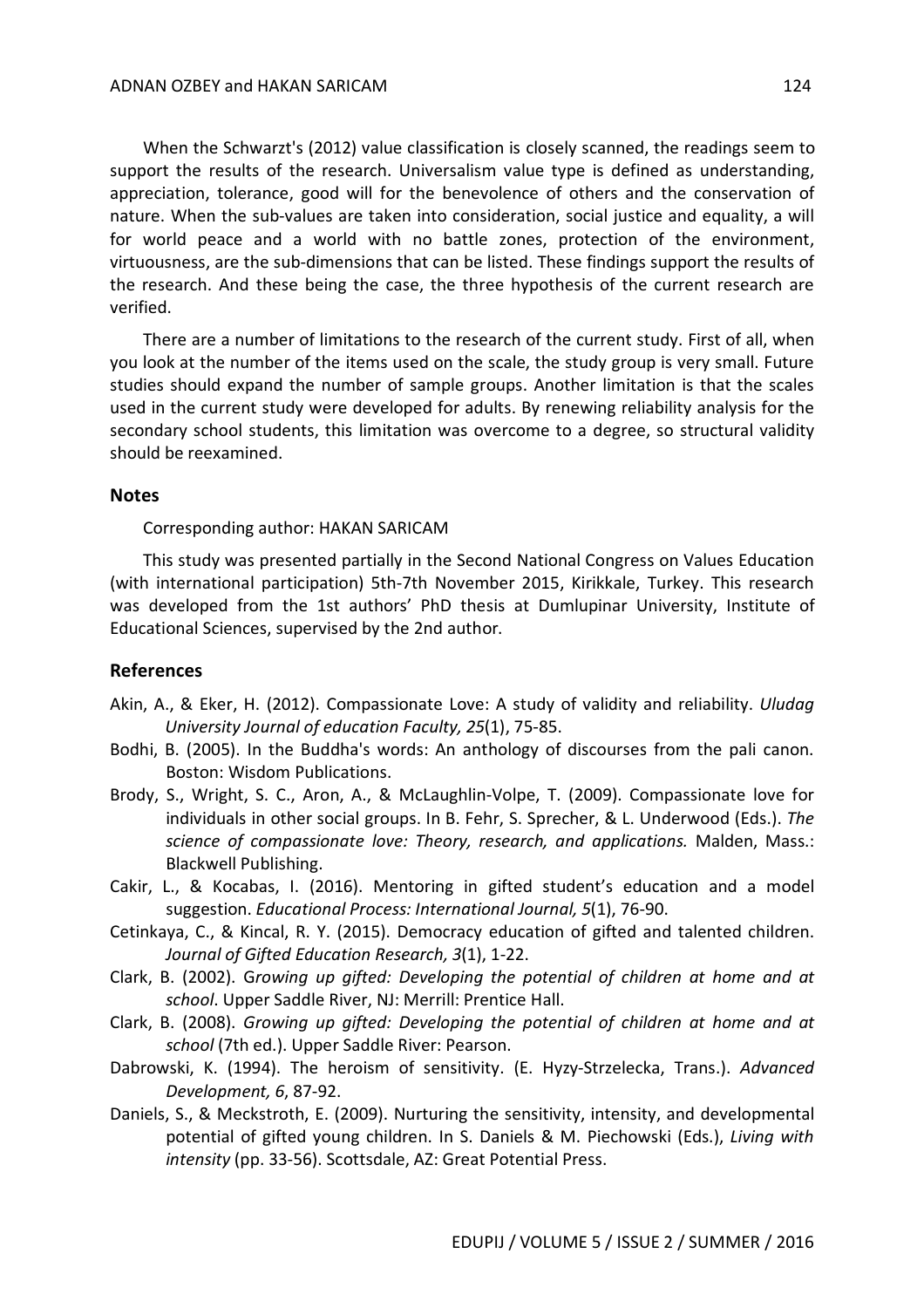When the Schwarzt's (2012) value classification is closely scanned, the readings seem to support the results of the research. Universalism value type is defined as understanding, appreciation, tolerance, good will for the benevolence of others and the conservation of nature. When the sub-values are taken into consideration, social justice and equality, a will for world peace and a world with no battle zones, protection of the environment, virtuousness, are the sub-dimensions that can be listed. These findings support the results of the research. And these being the case, the three hypothesis of the current research are verified.

There are a number of limitations to the research of the current study. First of all, when you look at the number of the items used on the scale, the study group is very small. Future studies should expand the number of sample groups. Another limitation is that the scales used in the current study were developed for adults. By renewing reliability analysis for the secondary school students, this limitation was overcome to a degree, so structural validity should be reexamined.

## Notes

Corresponding author: HAKAN SARICAM

This study was presented partially in the Second National Congress on Values Education (with international participation) 5th-7th November 2015, Kirikkale, Turkey. This research was developed from the 1st authors' PhD thesis at Dumlupinar University, Institute of Educational Sciences, supervised by the 2nd author.

## References

Akin, A., & Eker, H. (2012). Compassionate Love: A study of validity and reliability. *Uludag University Journal of education Faculty, 25*(1), 75-85.

Bodhi, B. (2005). In the Buddha's words: An anthology of discourses from the pali canon. Boston: Wisdom Publications.

Brody, S., Wright, S. C., Aron, A., & McLaughlin-Volpe, T. (2009). Compassionate love for individuals in other social groups. In B. Fehr, S. Sprecher, & L. Underwood (Eds.). *The science of compassionate love: Theory, research, and applications.* Malden, Mass.: Blackwell Publishing.

Cakir, L., & Kocabas, I. (2016). Mentoring in gifted student's education and a model suggestion. *Educational Process: International Journal, 5*(1), 76-90.

Cetinkaya, C., & Kincal, R. Y. (2015). Democracy education of gifted and talented children. *Journal of Gifted Education Research, 3*(1), 1-22.

Clark, B. (2002). G*rowing up gifted: Developing the potential of children at home and at school*. Upper Saddle River, NJ: Merrill: Prentice Hall.

Clark, B. (2008). *Growing up gifted: Developing the potential of children at home and at school* (7th ed.). Upper Saddle River: Pearson.

Dabrowski, K. (1994). The heroism of sensitivity. (E. Hyzy-Strzelecka, Trans.). *Advanced Development, 6*, 87-92.

Daniels, S., & Meckstroth, E. (2009). Nurturing the sensitivity, intensity, and developmental potential of gifted young children. In S. Daniels & M. Piechowski (Eds.), *Living with intensity* (pp. 33-56). Scottsdale, AZ: Great Potential Press.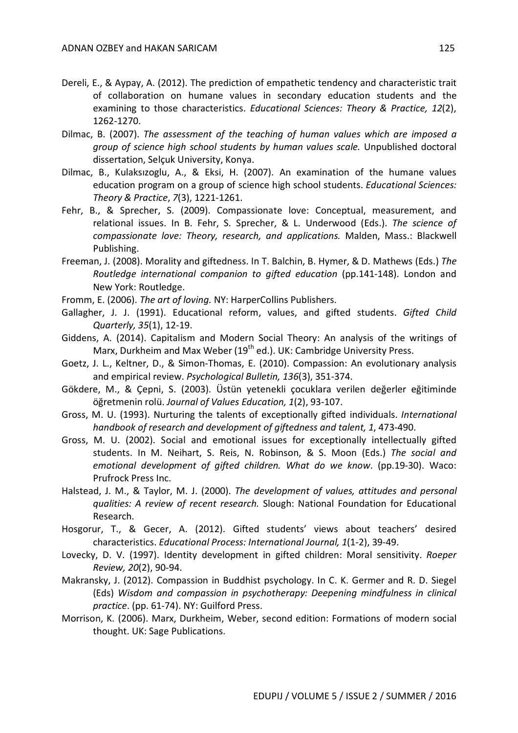Dereli, E., & Aypay, A. (2012). The prediction of empathetic tendency and characteristic trait of collaboration on humane values in secondary education students and the examining to those characteristics. *Educational Sciences: Theory & Practice, 12*(2), 1262-1270.

Dilmac, B. (2007). *The assessment of the teaching of human values which are imposed a group of science high school students by human values scale.* Unpublished doctoral dissertation, Selçuk University, Konya.

Dilmac, B., Kulaksızoglu, A., & Eksi, H. (2007). An examination of the humane values education program on a group of science high school students. *Educational Sciences: Theory & Practice*, *7*(3), 1221-1261.

Fehr, B., & Sprecher, S. (2009). Compassionate love: Conceptual, measurement, and relational issues. In B. Fehr, S. Sprecher, & L. Underwood (Eds.). *The science of compassionate love: Theory, research, and applications.* Malden, Mass.: Blackwell Publishing.

Freeman, J. (2008). Morality and giftedness. In T. Balchin, B. Hymer, & D. Mathews (Eds.) *The Routledge international companion to gifted education* (pp.141-148). London and New York: Routledge.

Fromm, E. (2006). *The art of loving.* NY: HarperCollins Publishers.

Gallagher, J. J. (1991). Educational reform, values, and gifted students. *Gifted Child Quarterly, 35*(1), 12-19.

Giddens, A. (2014). Capitalism and Modern Social Theory: An analysis of the writings of Marx, Durkheim and Max Weber (19th ed.). UK: Cambridge University Press.

Goetz, J. L., Keltner, D., & Simon-Thomas, E. (2010). Compassion: An evolutionary analysis and empirical review. *Psychological Bulletin, 136*(3), 351-374.

Gökdere, M., & Çepni, S. (2003). Üstün yetenekli çocuklara verilen değerler eğitiminde öğretmenin rolü. *Journal of Values Education, 1*(2), 93-107.

Gross, M. U. (1993). Nurturing the talents of exceptionally gifted individuals. *International handbook of research and development of giftedness and talent, 1*, 473-490.

Gross, M. U. (2002). Social and emotional issues for exceptionally intellectually gifted students. In M. Neihart, S. Reis, N. Robinson, & S. Moon (Eds.) *The social and emotional development of gifted children. What do we know*. (pp.19-30). Waco: Prufrock Press Inc.

Halstead, J. M., & Taylor, M. J. (2000). *The development of values, attitudes and personal qualities: A review of recent research.* Slough: National Foundation for Educational Research.

Hosgorur, T., & Gecer, A. (2012). Gifted students' views about teachers' desired characteristics. *Educational Process: International Journal, 1*(1-2), 39-49.

Lovecky, D. V. (1997). Identity development in gifted children: Moral sensitivity. *Roeper Review, 20*(2), 90-94.

Makransky, J. (2012). Compassion in Buddhist psychology. In C. K. Germer and R. D. Siegel (Eds) *Wisdom and compassion in psychotherapy: Deepening mindfulness in clinical practice*. (pp. 61-74). NY: Guilford Press.

Morrison, K. (2006). Marx, Durkheim, Weber, second edition: Formations of modern social thought. UK: Sage Publications.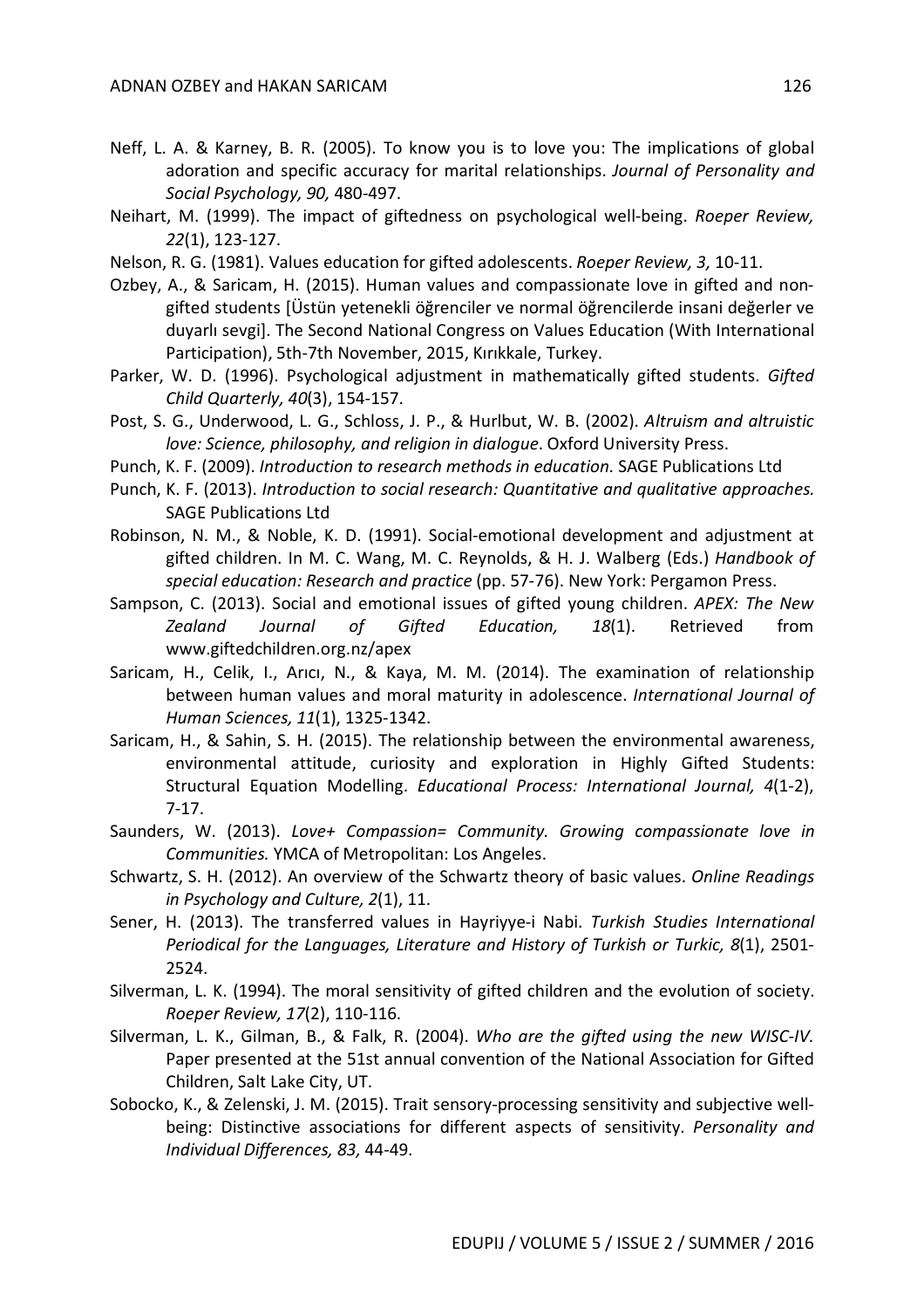Neff, L. A. & Karney, B. R. (2005). To know you is to love you: The implications of global adoration and specific accuracy for marital relationships. *Journal of Personality and Social Psychology, 90,* 480-497.

Neihart, M. (1999). The impact of giftedness on psychological well-being. *Roeper Review, 22*(1), 123-127.

Nelson, R. G. (1981). Values education for gifted adolescents. *Roeper Review, 3,* 10-11.

Ozbey, A., & Saricam, H. (2015). Human values and compassionate love in gifted and non-gifted students [Üstün yetenekli öğrenciler ve normal öğrencilerde insani değerler ve duyarlı sevgi]. The Second National Congress on Values Education (With International Participation), 5th-7th November, 2015, Kırıkkale, Turkey.

Parker, W. D. (1996). Psychological adjustment in mathematically gifted students. *Gifted Child Quarterly, 40*(3), 154-157.

Post, S. G., Underwood, L. G., Schloss, J. P., & Hurlbut, W. B. (2002). *Altruism and altruistic love: Science, philosophy, and religion in dialogue*. Oxford University Press.

Punch, K. F. (2009). *Introduction to research methods in education.* SAGE Publications Ltd

Punch, K. F. (2013). *Introduction to social research: Quantitative and qualitative approaches.* SAGE Publications Ltd

Robinson, N. M., & Noble, K. D. (1991). Social-emotional development and adjustment at gifted children. In M. C. Wang, M. C. Reynolds, & H. J. Walberg (Eds.) *Handbook of special education: Research and practice* (pp. 57-76). New York: Pergamon Press.

Sampson, C. (2013). Social and emotional issues of gifted young children. *APEX: The New Zealand Journal of Gifted Education, 18*(1). Retrieved from www.giftedchildren.org.nz/apex

Saricam, H., Celik, I., Arıcı, N., & Kaya, M. M. (2014). The examination of relationship between human values and moral maturity in adolescence. *International Journal of Human Sciences, 11*(1), 1325-1342.

Saricam, H., & Sahin, S. H. (2015). The relationship between the environmental awareness, environmental attitude, curiosity and exploration in Highly Gifted Students: Structural Equation Modelling. *Educational Process: International Journal, 4*(1-2), 7-17.

Saunders, W. (2013). *Love+ Compassion= Community. Growing compassionate love in Communities.* YMCA of Metropolitan: Los Angeles.

Schwartz, S. H. (2012). An overview of the Schwartz theory of basic values. *Online Readings in Psychology and Culture, 2*(1), 11.

Sener, H. (2013). The transferred values in Hayriyye-i Nabi. *Turkish Studies International Periodical for the Languages, Literature and History of Turkish or Turkic, 8*(1), 2501-2524.

Silverman, L. K. (1994). The moral sensitivity of gifted children and the evolution of society. *Roeper Review, 17*(2), 110-116.

Silverman, L. K., Gilman, B., & Falk, R. (2004). *Who are the gifted using the new WISC-IV.* Paper presented at the 51st annual convention of the National Association for Gifted Children, Salt Lake City, UT.

Sobocko, K., & Zelenski, J. M. (2015). Trait sensory-processing sensitivity and subjective well-being: Distinctive associations for different aspects of sensitivity. *Personality and Individual Differences, 83,* 44-49.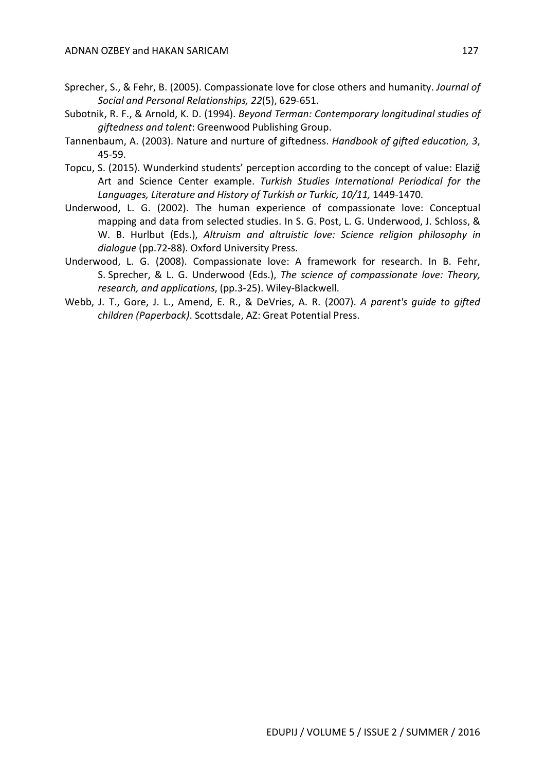Sprecher, S., & Fehr, B. (2005). Compassionate love for close others and humanity. *Journal of Social and Personal Relationships, 22*(5), 629-651.

Subotnik, R. F., & Arnold, K. D. (1994). *Beyond Terman: Contemporary longitudinal studies of giftedness and talent*: Greenwood Publishing Group.

Tannenbaum, A. (2003). Nature and nurture of giftedness. *Handbook of gifted education, 3*, 45-59.

Topcu, S. (2015). Wunderkind students' perception according to the concept of value: Elaziğ Art and Science Center example. *Turkish Studies International Periodical for the Languages, Literature and History of Turkish or Turkic, 10/11,* 1449-1470.

Underwood, L. G. (2002). The human experience of compassionate love: Conceptual mapping and data from selected studies. In S. G. Post, L. G. Underwood, J. Schloss, & W. B. Hurlbut (Eds.), *Altruism and altruistic love: Science religion philosophy in dialogue* (pp.72-88). Oxford University Press.

Underwood, L. G. (2008). Compassionate love: A framework for research. In B. Fehr, S. Sprecher, & L. G. Underwood (Eds.), *The science of compassionate love: Theory, research, and applications*, (pp.3-25). Wiley-Blackwell.

Webb, J. T., Gore, J. L., Amend, E. R., & DeVries, A. R. (2007). *A parent's guide to gifted children (Paperback)*. Scottsdale, AZ: Great Potential Press.